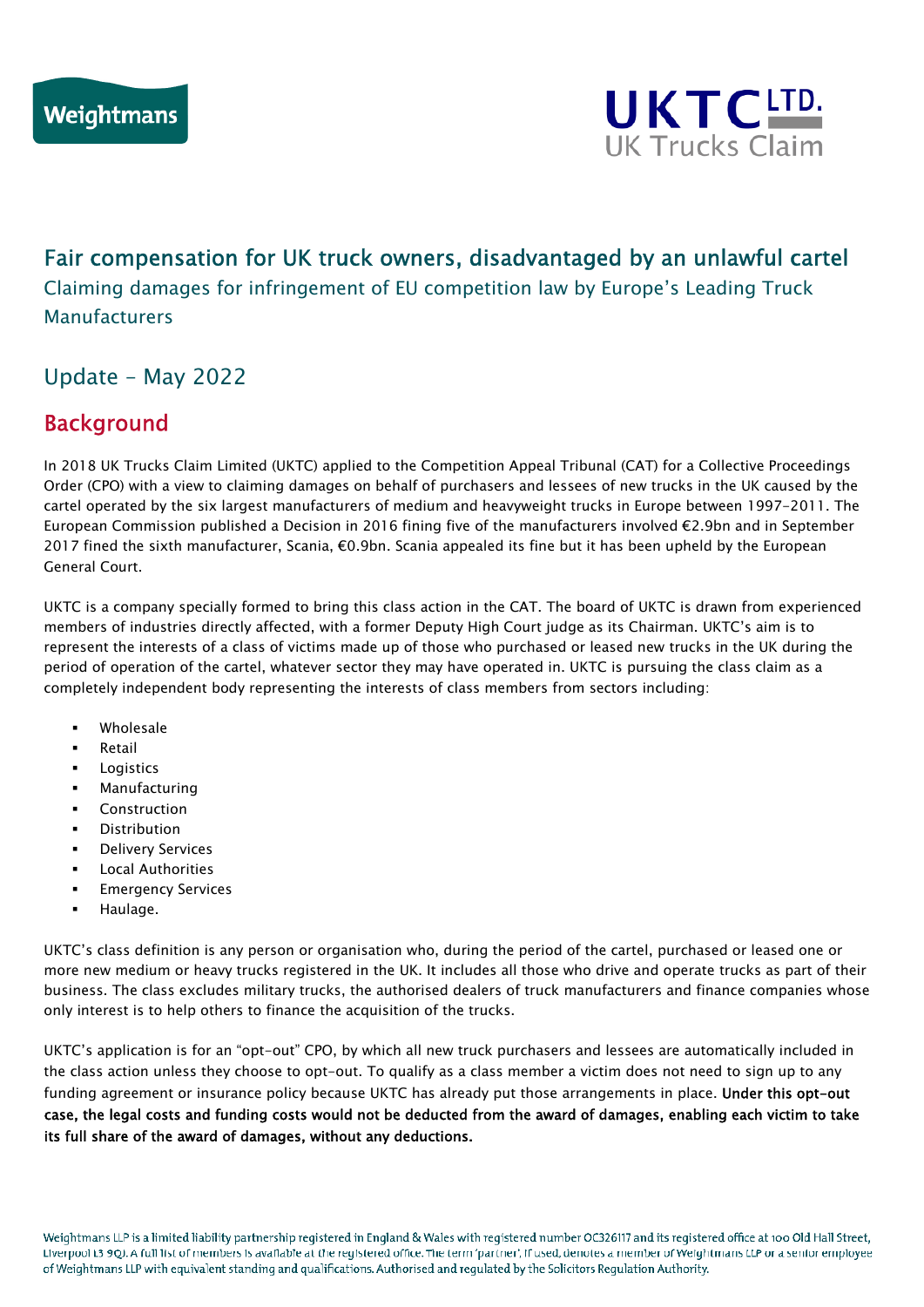Weightmans

UKTC LTD.
UK Trucks Claim

# Fair compensation for UK truck owners, disadvantaged by an unlawful cartel

Claiming damages for infringement of EU competition law by Europe's Leading Truck Manufacturers

## Update – May 2022

## Background

In 2018 UK Trucks Claim Limited (UKTC) applied to the Competition Appeal Tribunal (CAT) for a Collective Proceedings Order (CPO) with a view to claiming damages on behalf of purchasers and lessees of new trucks in the UK caused by the cartel operated by the six largest manufacturers of medium and heavyweight trucks in Europe between 1997-2011. The European Commission published a Decision in 2016 fining five of the manufacturers involved €2.9bn and in September 2017 fined the sixth manufacturer, Scania, €0.9bn. Scania appealed its fine but it has been upheld by the European General Court.

UKTC is a company specially formed to bring this class action in the CAT. The board of UKTC is drawn from experienced members of industries directly affected, with a former Deputy High Court judge as its Chairman. UKTC's aim is to represent the interests of a class of victims made up of those who purchased or leased new trucks in the UK during the period of operation of the cartel, whatever sector they may have operated in. UKTC is pursuing the class claim as a completely independent body representing the interests of class members from sectors including:

- Wholesale
- Retail
- Logistics
- Manufacturing
- Construction
- Distribution
- Delivery Services
- Local Authorities
- Emergency Services
- Haulage.

UKTC's class definition is any person or organisation who, during the period of the cartel, purchased or leased one or more new medium or heavy trucks registered in the UK. It includes all those who drive and operate trucks as part of their business. The class excludes military trucks, the authorised dealers of truck manufacturers and finance companies whose only interest is to help others to finance the acquisition of the trucks.

UKTC's application is for an "opt-out" CPO, by which all new truck purchasers and lessees are automatically included in the class action unless they choose to opt-out. To qualify as a class member a victim does not need to sign up to any funding agreement or insurance policy because UKTC has already put those arrangements in place. **Under this opt-out case, the legal costs and funding costs would not be deducted from the award of damages, enabling each victim to take its full share of the award of damages, without any deductions.**

Weightmans LLP is a limited liability partnership registered in England & Wales with registered number OC326117 and its registered office at 100 Old Hall Street, Liverpool L3 9QJ. A full list of members is available at the registered office. The term 'partner', if used, denotes a member of Weightmans LLP or a senior employee of Weightmans LLP with equivalent standing and qualifications. Authorised and regulated by the Solicitors Regulation Authority.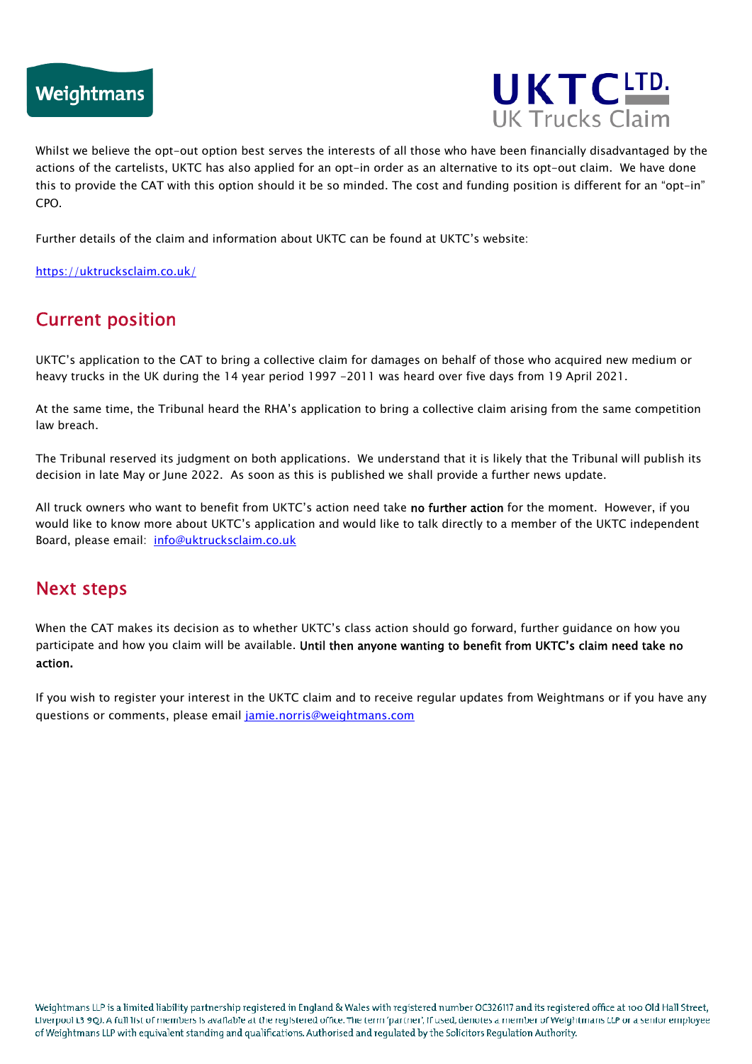Whilst we believe the opt-out option best serves the interests of all those who have been financially disadvantaged by the actions of the cartelists, UKTC has also applied for an opt-in order as an alternative to its opt-out claim. We have done this to provide the CAT with this option should it be so minded. The cost and funding position is different for an "opt-in" CPO.

Further details of the claim and information about UKTC can be found at UKTC's website:

https://uktrucksclaim.co.uk/

## Current position

UKTC's application to the CAT to bring a collective claim for damages on behalf of those who acquired new medium or heavy trucks in the UK during the 14 year period 1997 -2011 was heard over five days from 19 April 2021.

At the same time, the Tribunal heard the RHA's application to bring a collective claim arising from the same competition law breach.

The Tribunal reserved its judgment on both applications. We understand that it is likely that the Tribunal will publish its decision in late May or June 2022. As soon as this is published we shall provide a further news update.

All truck owners who want to benefit from UKTC's action need take **no further action** for the moment. However, if you would like to know more about UKTC's application and would like to talk directly to a member of the UKTC independent Board, please email: info@uktrucksclaim.co.uk

## Next steps

When the CAT makes its decision as to whether UKTC's class action should go forward, further guidance on how you participate and how you claim will be available. **Until then anyone wanting to benefit from UKTC's claim need take no action.**

If you wish to register your interest in the UKTC claim and to receive regular updates from Weightmans or if you have any questions or comments, please email jamie.norris@weightmans.com

Weightmans LLP is a limited liability partnership registered in England & Wales with registered number OC326117 and its registered office at 100 Old Hall Street, Liverpool L3 9QJ. A full list of members is available at the registered office. The term 'partner', if used, denotes a member of Weightmans LLP or a senior employee of Weightmans LLP with equivalent standing and qualifications. Authorised and regulated by the Solicitors Regulation Authority.